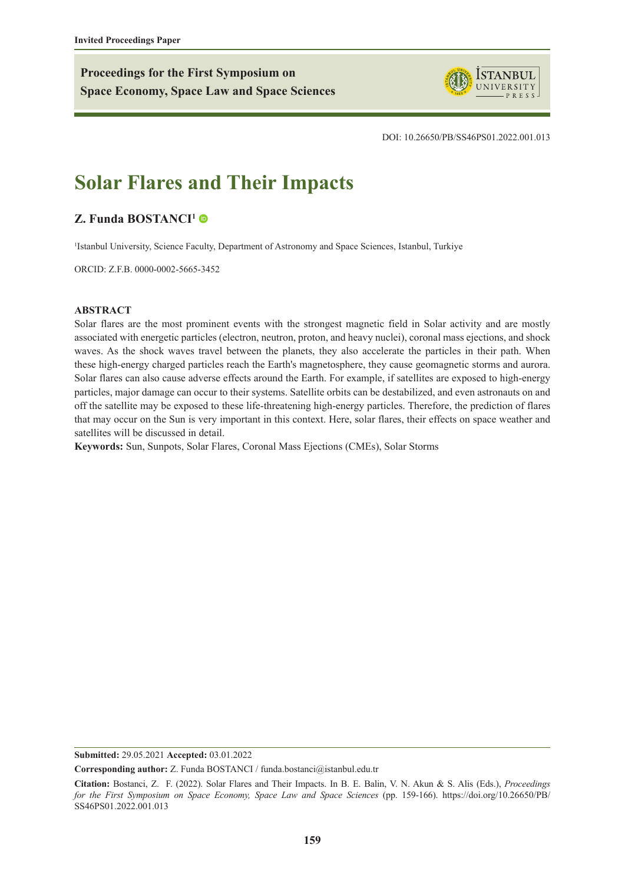Invited Proceedings Paper

**Proceedings for the First Symposium on Space Economy, Space Law and Space Sciences**

DOI: 10.26650/PB/SS46PS01.2022.001.013

# Solar Flares and Their Impacts

**Z. Funda BOSTANCI[1]**

[1]Istanbul University, Science Faculty, Department of Astronomy and Space Sciences, Istanbul, Turkiye

ORCID: Z.F.B. 0000-0002-5665-3452

**ABSTRACT**

Solar flares are the most prominent events with the strongest magnetic field in Solar activity and are mostly associated with energetic particles (electron, neutron, proton, and heavy nuclei), coronal mass ejections, and shock waves. As the shock waves travel between the planets, they also accelerate the particles in their path. When these high-energy charged particles reach the Earth's magnetosphere, they cause geomagnetic storms and aurora. Solar flares can also cause adverse effects around the Earth. For example, if satellites are exposed to high-energy particles, major damage can occur to their systems. Satellite orbits can be destabilized, and even astronauts on and off the satellite may be exposed to these life-threatening high-energy particles. Therefore, the prediction of flares that may occur on the Sun is very important in this context. Here, solar flares, their effects on space weather and satellites will be discussed in detail.

**Keywords:** Sun, Sunpots, Solar Flares, Coronal Mass Ejections (CMEs), Solar Storms

**Submitted:** 29.05.2021 **Accepted:** 03.01.2022

**Corresponding author:** Z. Funda BOSTANCI / funda.bostanci@istanbul.edu.tr

**Citation:** Bostanci, Z. F. (2022). Solar Flares and Their Impacts. In B. E. Balin, V. N. Akun & S. Alis (Eds.), *Proceedings for the First Symposium on Space Economy, Space Law and Space Sciences* (pp. 159-166). https://doi.org/10.26650/PB/SS46PS01.2022.001.013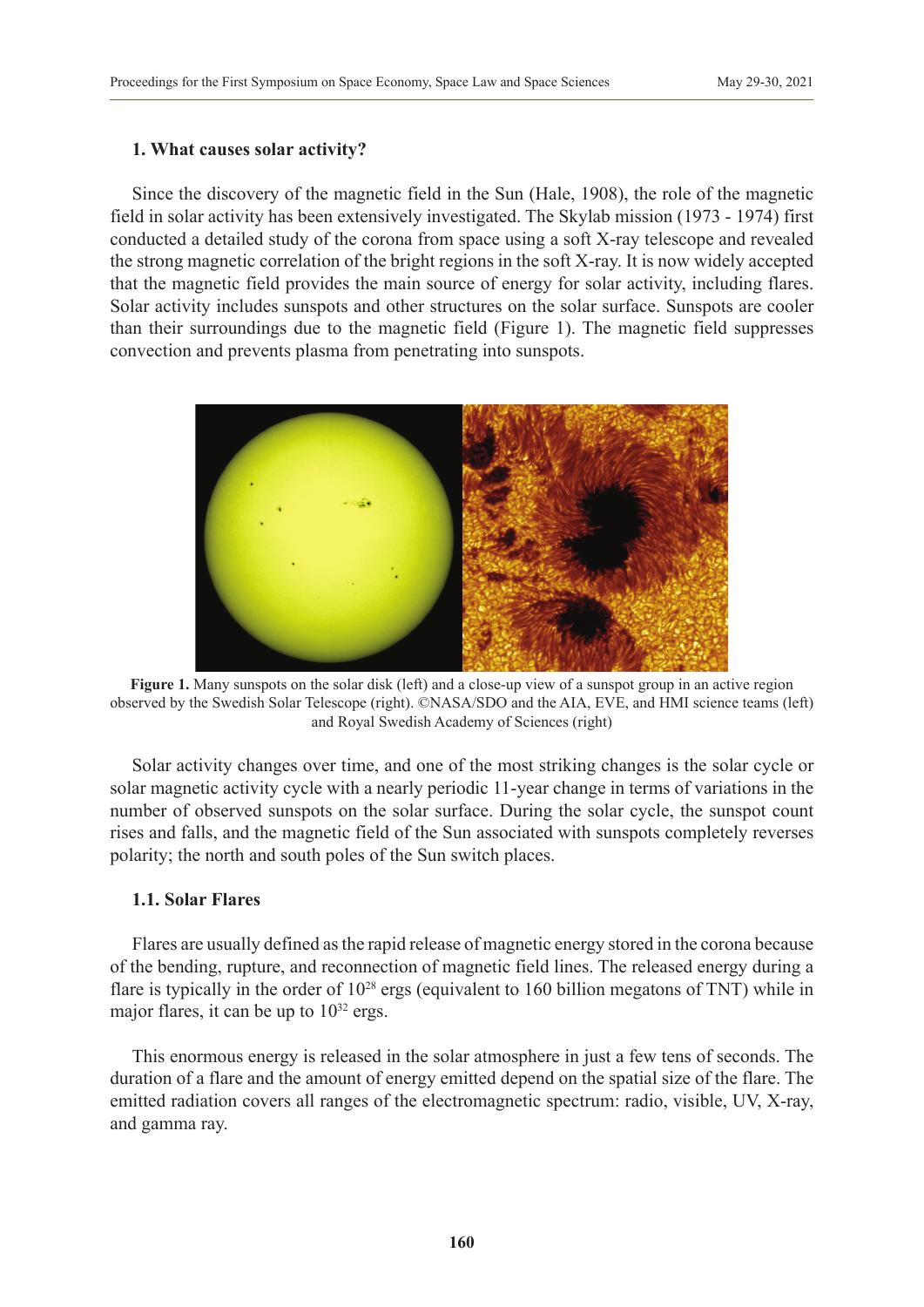## 1. What causes solar activity?

Since the discovery of the magnetic field in the Sun (Hale, 1908), the role of the magnetic field in solar activity has been extensively investigated. The Skylab mission (1973 - 1974) first conducted a detailed study of the corona from space using a soft X-ray telescope and revealed the strong magnetic correlation of the bright regions in the soft X-ray. It is now widely accepted that the magnetic field provides the main source of energy for solar activity, including flares. Solar activity includes sunspots and other structures on the solar surface. Sunspots are cooler than their surroundings due to the magnetic field (Figure 1). The magnetic field suppresses convection and prevents plasma from penetrating into sunspots.

**Figure 1.** Many sunspots on the solar disk (left) and a close-up view of a sunspot group in an active region observed by the Swedish Solar Telescope (right). ©NASA/SDO and the AIA, EVE, and HMI science teams (left) and Royal Swedish Academy of Sciences (right)

Solar activity changes over time, and one of the most striking changes is the solar cycle or solar magnetic activity cycle with a nearly periodic 11-year change in terms of variations in the number of observed sunspots on the solar surface. During the solar cycle, the sunspot count rises and falls, and the magnetic field of the Sun associated with sunspots completely reverses polarity; the north and south poles of the Sun switch places.

### 1.1. Solar Flares

Flares are usually defined as the rapid release of magnetic energy stored in the corona because of the bending, rupture, and reconnection of magnetic field lines. The released energy during a flare is typically in the order of $10^{28}$ ergs (equivalent to 160 billion megatons of TNT) while in major flares, it can be up to $10^{32}$ ergs.

This enormous energy is released in the solar atmosphere in just a few tens of seconds. The duration of a flare and the amount of energy emitted depend on the spatial size of the flare. The emitted radiation covers all ranges of the electromagnetic spectrum: radio, visible, UV, X-ray, and gamma ray.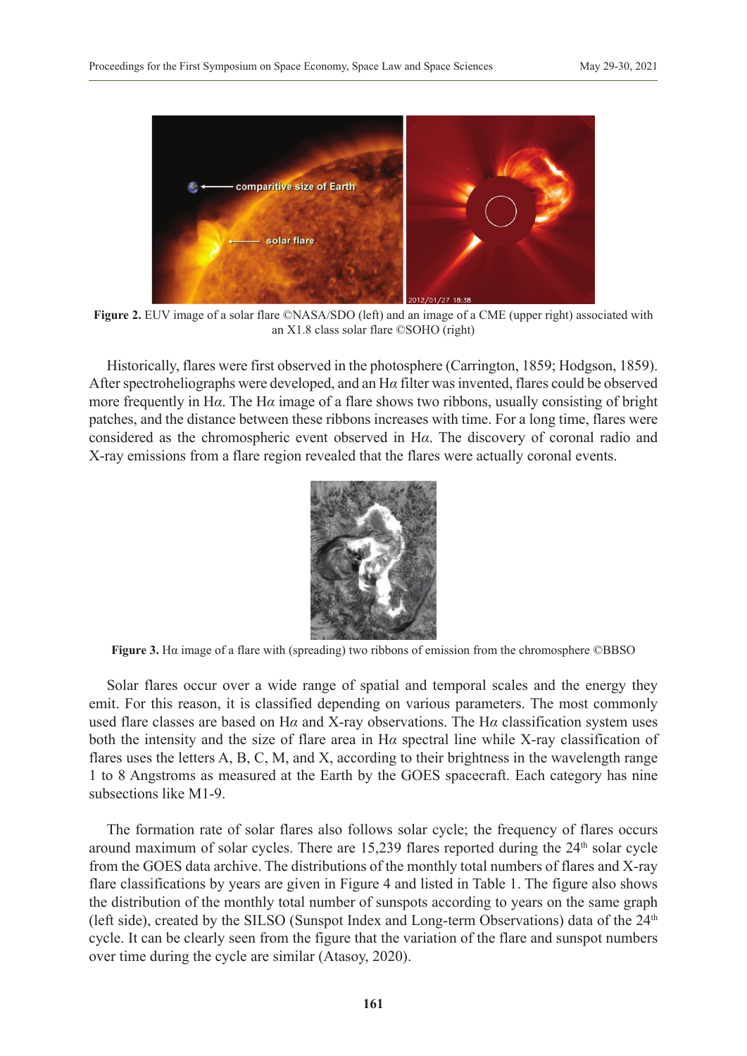**Figure 2.** EUV image of a solar flare ©NASA/SDO (left) and an image of a CME (upper right) associated with an X1.8 class solar flare ©SOHO (right)

Historically, flares were first observed in the photosphere (Carrington, 1859; Hodgson, 1859). After spectroheliographs were developed, and an H*α* filter was invented, flares could be observed more frequently in H*α*. The H*α* image of a flare shows two ribbons, usually consisting of bright patches, and the distance between these ribbons increases with time. For a long time, flares were considered as the chromospheric event observed in H*α*. The discovery of coronal radio and X-ray emissions from a flare region revealed that the flares were actually coronal events.

**Figure 3.** Hα image of a flare with (spreading) two ribbons of emission from the chromosphere ©BBSO

Solar flares occur over a wide range of spatial and temporal scales and the energy they emit. For this reason, it is classified depending on various parameters. The most commonly used flare classes are based on H*α* and X-ray observations. The H*α* classification system uses both the intensity and the size of flare area in H*α* spectral line while X-ray classification of flares uses the letters A, B, C, M, and X, according to their brightness in the wavelength range 1 to 8 Angstroms as measured at the Earth by the GOES spacecraft. Each category has nine subsections like M1-9.

The formation rate of solar flares also follows solar cycle; the frequency of flares occurs around maximum of solar cycles. There are 15,239 flares reported during the 24th solar cycle from the GOES data archive. The distributions of the monthly total numbers of flares and X-ray flare classifications by years are given in Figure 4 and listed in Table 1. The figure also shows the distribution of the monthly total number of sunspots according to years on the same graph (left side), created by the SILSO (Sunspot Index and Long-term Observations) data of the 24th cycle. It can be clearly seen from the figure that the variation of the flare and sunspot numbers over time during the cycle are similar (Atasoy, 2020).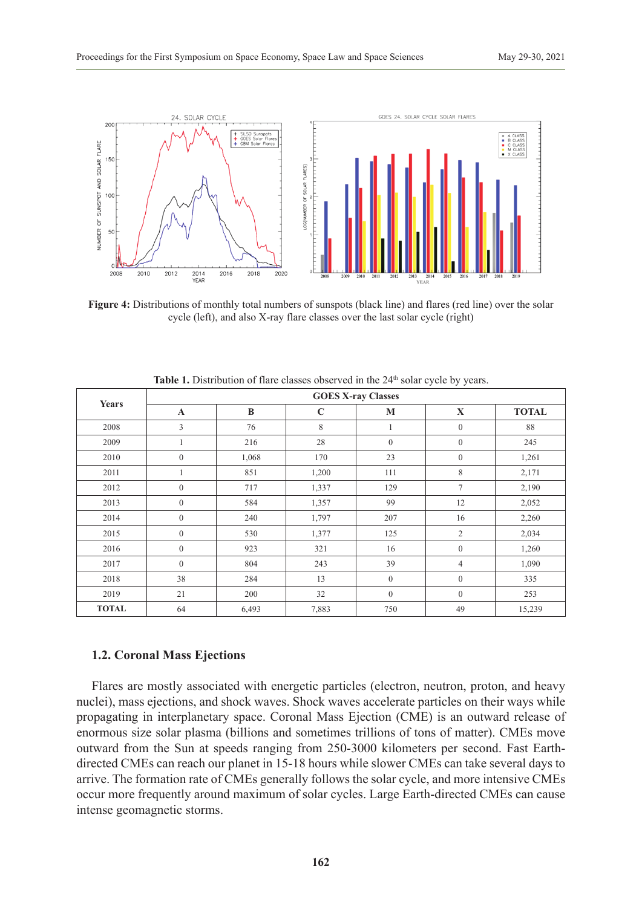**Figure 4:** Distributions of monthly total numbers of sunspots (black line) and flares (red line) over the solar cycle (left), and also X-ray flare classes over the last solar cycle (right)

**Table 1.** Distribution of flare classes observed in the 24th solar cycle by years.

| Years | GOES X-ray Classes | | | | | |
|---|---|---|---|---|---|---|
| | A | B | C | M | X | TOTAL |
| 2008 | 3 | 76 | 8 | 1 | 0 | 88 |
| 2009 | 1 | 216 | 28 | 0 | 0 | 245 |
| 2010 | 0 | 1,068 | 170 | 23 | 0 | 1,261 |
| 2011 | 1 | 851 | 1,200 | 111 | 8 | 2,171 |
| 2012 | 0 | 717 | 1,337 | 129 | 7 | 2,190 |
| 2013 | 0 | 584 | 1,357 | 99 | 12 | 2,052 |
| 2014 | 0 | 240 | 1,797 | 207 | 16 | 2,260 |
| 2015 | 0 | 530 | 1,377 | 125 | 2 | 2,034 |
| 2016 | 0 | 923 | 321 | 16 | 0 | 1,260 |
| 2017 | 0 | 804 | 243 | 39 | 4 | 1,090 |
| 2018 | 38 | 284 | 13 | 0 | 0 | 335 |
| 2019 | 21 | 200 | 32 | 0 | 0 | 253 |
| **TOTAL** | 64 | 6,493 | 7,883 | 750 | 49 | 15,239 |

### 1.2. Coronal Mass Ejections

Flares are mostly associated with energetic particles (electron, neutron, proton, and heavy nuclei), mass ejections, and shock waves. Shock waves accelerate particles on their ways while propagating in interplanetary space. Coronal Mass Ejection (CME) is an outward release of enormous size solar plasma (billions and sometimes trillions of tons of matter). CMEs move outward from the Sun at speeds ranging from 250-3000 kilometers per second. Fast Earth-directed CMEs can reach our planet in 15-18 hours while slower CMEs can take several days to arrive. The formation rate of CMEs generally follows the solar cycle, and more intensive CMEs occur more frequently around maximum of solar cycles. Large Earth-directed CMEs can cause intense geomagnetic storms.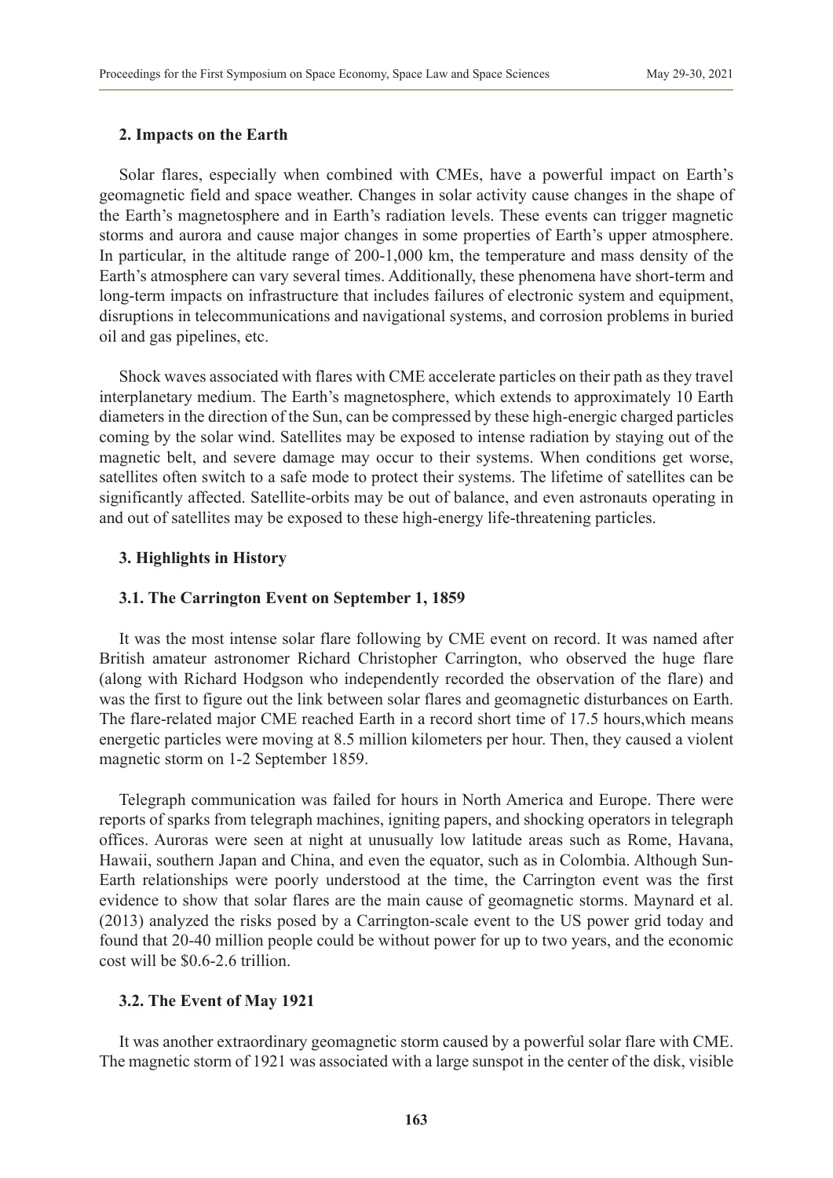## 2. Impacts on the Earth

Solar flares, especially when combined with CMEs, have a powerful impact on Earth's geomagnetic field and space weather. Changes in solar activity cause changes in the shape of the Earth's magnetosphere and in Earth's radiation levels. These events can trigger magnetic storms and aurora and cause major changes in some properties of Earth's upper atmosphere. In particular, in the altitude range of 200-1,000 km, the temperature and mass density of the Earth's atmosphere can vary several times. Additionally, these phenomena have short-term and long-term impacts on infrastructure that includes failures of electronic system and equipment, disruptions in telecommunications and navigational systems, and corrosion problems in buried oil and gas pipelines, etc.

Shock waves associated with flares with CME accelerate particles on their path as they travel interplanetary medium. The Earth's magnetosphere, which extends to approximately 10 Earth diameters in the direction of the Sun, can be compressed by these high-energic charged particles coming by the solar wind. Satellites may be exposed to intense radiation by staying out of the magnetic belt, and severe damage may occur to their systems. When conditions get worse, satellites often switch to a safe mode to protect their systems. The lifetime of satellites can be significantly affected. Satellite-orbits may be out of balance, and even astronauts operating in and out of satellites may be exposed to these high-energy life-threatening particles.

## 3. Highlights in History

### 3.1. The Carrington Event on September 1, 1859

It was the most intense solar flare following by CME event on record. It was named after British amateur astronomer Richard Christopher Carrington, who observed the huge flare (along with Richard Hodgson who independently recorded the observation of the flare) and was the first to figure out the link between solar flares and geomagnetic disturbances on Earth. The flare-related major CME reached Earth in a record short time of 17.5 hours,which means energetic particles were moving at 8.5 million kilometers per hour. Then, they caused a violent magnetic storm on 1-2 September 1859.

Telegraph communication was failed for hours in North America and Europe. There were reports of sparks from telegraph machines, igniting papers, and shocking operators in telegraph offices. Auroras were seen at night at unusually low latitude areas such as Rome, Havana, Hawaii, southern Japan and China, and even the equator, such as in Colombia. Although Sun-Earth relationships were poorly understood at the time, the Carrington event was the first evidence to show that solar flares are the main cause of geomagnetic storms. Maynard et al. (2013) analyzed the risks posed by a Carrington-scale event to the US power grid today and found that 20-40 million people could be without power for up to two years, and the economic cost will be \$0.6-2.6 trillion.

### 3.2. The Event of May 1921

It was another extraordinary geomagnetic storm caused by a powerful solar flare with CME. The magnetic storm of 1921 was associated with a large sunspot in the center of the disk, visible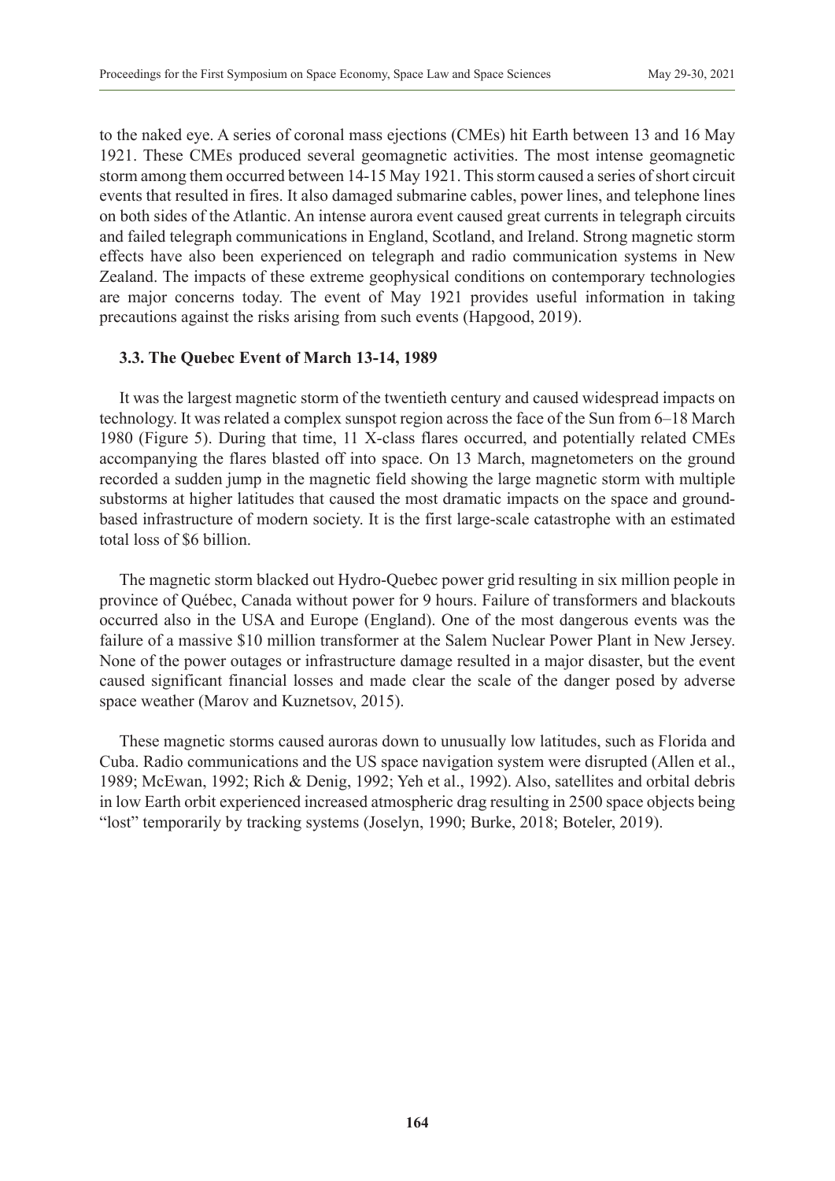to the naked eye. A series of coronal mass ejections (CMEs) hit Earth between 13 and 16 May 1921. These CMEs produced several geomagnetic activities. The most intense geomagnetic storm among them occurred between 14-15 May 1921. This storm caused a series of short circuit events that resulted in fires. It also damaged submarine cables, power lines, and telephone lines on both sides of the Atlantic. An intense aurora event caused great currents in telegraph circuits and failed telegraph communications in England, Scotland, and Ireland. Strong magnetic storm effects have also been experienced on telegraph and radio communication systems in New Zealand. The impacts of these extreme geophysical conditions on contemporary technologies are major concerns today. The event of May 1921 provides useful information in taking precautions against the risks arising from such events (Hapgood, 2019).

### 3.3. The Quebec Event of March 13-14, 1989

It was the largest magnetic storm of the twentieth century and caused widespread impacts on technology. It was related a complex sunspot region across the face of the Sun from 6–18 March 1980 (Figure 5). During that time, 11 X-class flares occurred, and potentially related CMEs accompanying the flares blasted off into space. On 13 March, magnetometers on the ground recorded a sudden jump in the magnetic field showing the large magnetic storm with multiple substorms at higher latitudes that caused the most dramatic impacts on the space and ground-based infrastructure of modern society. It is the first large-scale catastrophe with an estimated total loss of $6 billion.

The magnetic storm blacked out Hydro-Quebec power grid resulting in six million people in province of Québec, Canada without power for 9 hours. Failure of transformers and blackouts occurred also in the USA and Europe (England). One of the most dangerous events was the failure of a massive $10 million transformer at the Salem Nuclear Power Plant in New Jersey. None of the power outages or infrastructure damage resulted in a major disaster, but the event caused significant financial losses and made clear the scale of the danger posed by adverse space weather (Marov and Kuznetsov, 2015).

These magnetic storms caused auroras down to unusually low latitudes, such as Florida and Cuba. Radio communications and the US space navigation system were disrupted (Allen et al., 1989; McEwan, 1992; Rich & Denig, 1992; Yeh et al., 1992). Also, satellites and orbital debris in low Earth orbit experienced increased atmospheric drag resulting in 2500 space objects being "lost" temporarily by tracking systems (Joselyn, 1990; Burke, 2018; Boteler, 2019).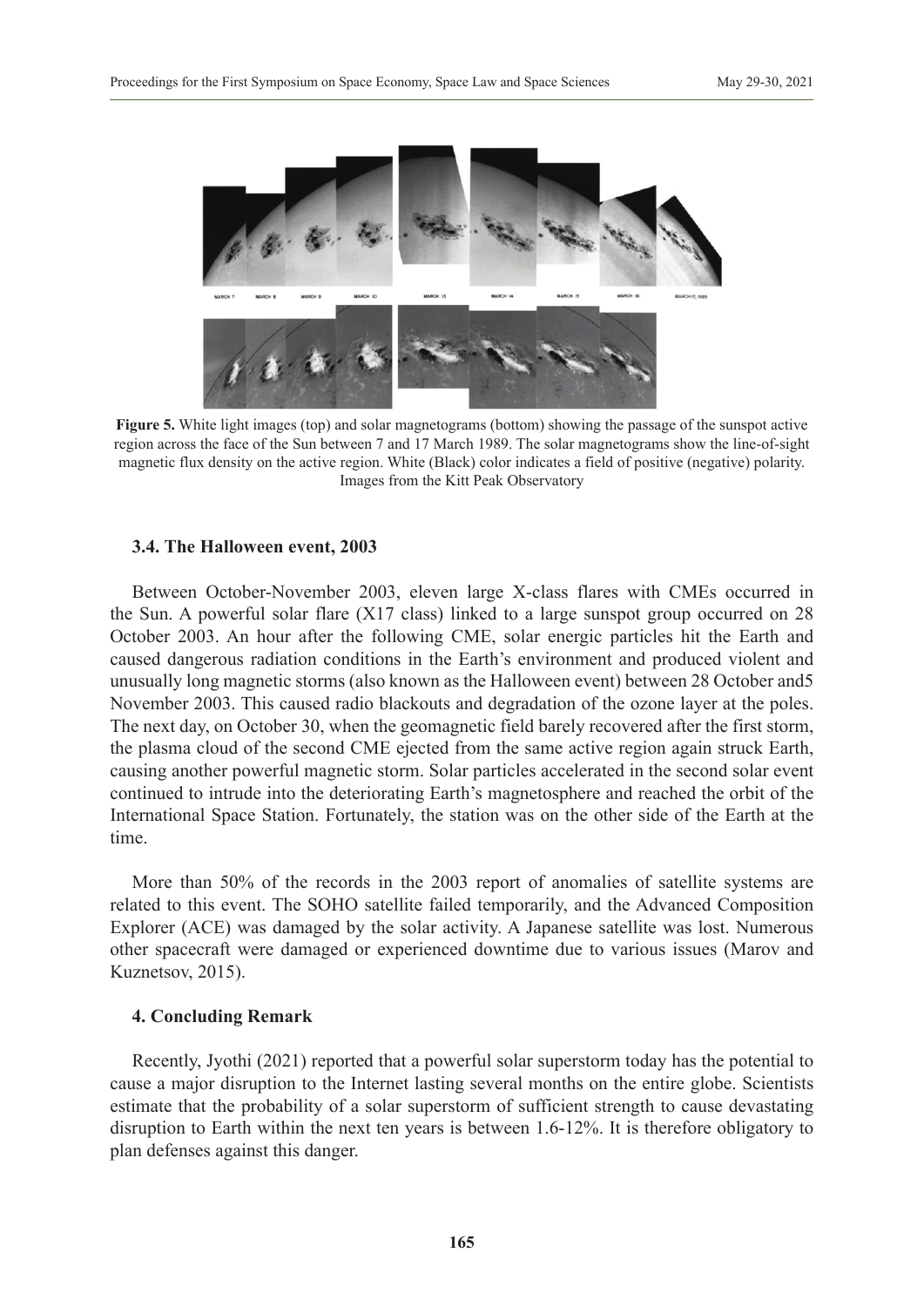**Figure 5.** White light images (top) and solar magnetograms (bottom) showing the passage of the sunspot active region across the face of the Sun between 7 and 17 March 1989. The solar magnetograms show the line-of-sight magnetic flux density on the active region. White (Black) color indicates a field of positive (negative) polarity. Images from the Kitt Peak Observatory

### 3.4. The Halloween event, 2003

Between October-November 2003, eleven large X-class flares with CMEs occurred in the Sun. A powerful solar flare (X17 class) linked to a large sunspot group occurred on 28 October 2003. An hour after the following CME, solar energic particles hit the Earth and caused dangerous radiation conditions in the Earth's environment and produced violent and unusually long magnetic storms (also known as the Halloween event) between 28 October and5 November 2003. This caused radio blackouts and degradation of the ozone layer at the poles. The next day, on October 30, when the geomagnetic field barely recovered after the first storm, the plasma cloud of the second CME ejected from the same active region again struck Earth, causing another powerful magnetic storm. Solar particles accelerated in the second solar event continued to intrude into the deteriorating Earth's magnetosphere and reached the orbit of the International Space Station. Fortunately, the station was on the other side of the Earth at the time.

More than 50% of the records in the 2003 report of anomalies of satellite systems are related to this event. The SOHO satellite failed temporarily, and the Advanced Composition Explorer (ACE) was damaged by the solar activity. A Japanese satellite was lost. Numerous other spacecraft were damaged or experienced downtime due to various issues (Marov and Kuznetsov, 2015).

## 4. Concluding Remark

Recently, Jyothi (2021) reported that a powerful solar superstorm today has the potential to cause a major disruption to the Internet lasting several months on the entire globe. Scientists estimate that the probability of a solar superstorm of sufficient strength to cause devastating disruption to Earth within the next ten years is between 1.6-12%. It is therefore obligatory to plan defenses against this danger.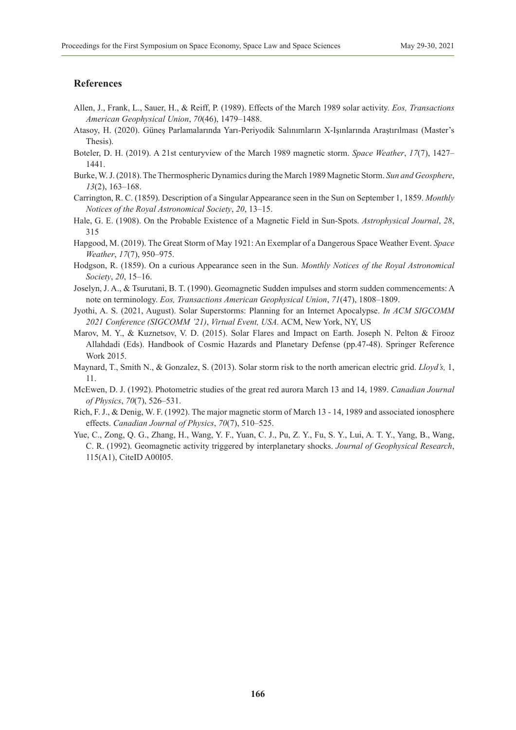## References

Allen, J., Frank, L., Sauer, H., & Reiff, P. (1989). Effects of the March 1989 solar activity. *Eos, Transactions American Geophysical Union*, *70*(46), 1479–1488.

Atasoy, H. (2020). Güneş Parlamalarında Yarı-Periyodik Salınımların X-Işınlarında Araştırılması (Master's Thesis).

Boteler, D. H. (2019). A 21st centuryview of the March 1989 magnetic storm. *Space Weather*, *17*(7), 1427–1441.

Burke, W. J. (2018). The Thermospheric Dynamics during the March 1989 Magnetic Storm. *Sun and Geosphere*, *13*(2), 163–168.

Carrington, R. C. (1859). Description of a Singular Appearance seen in the Sun on September 1, 1859. *Monthly Notices of the Royal Astronomical Society*, *20*, 13–15.

Hale, G. E. (1908). On the Probable Existence of a Magnetic Field in Sun-Spots. *Astrophysical Journal*, *28*, 315

Hapgood, M. (2019). The Great Storm of May 1921: An Exemplar of a Dangerous Space Weather Event. *Space Weather*, *17*(7), 950–975.

Hodgson, R. (1859). On a curious Appearance seen in the Sun. *Monthly Notices of the Royal Astronomical Society*, *20*, 15–16.

Joselyn, J. A., & Tsurutani, B. T. (1990). Geomagnetic Sudden impulses and storm sudden commencements: A note on terminology. *Eos, Transactions American Geophysical Union*, *71*(47), 1808–1809.

Jyothi, A. S. (2021, August). Solar Superstorms: Planning for an Internet Apocalypse. *In ACM SIGCOMM 2021 Conference (SIGCOMM '21)*, *Virtual Event, USA.* ACM, New York, NY, US

Marov, M. Y., & Kuznetsov, V. D. (2015). Solar Flares and Impact on Earth. Joseph N. Pelton & Firooz Allahdadi (Eds). Handbook of Cosmic Hazards and Planetary Defense (pp.47-48). Springer Reference Work 2015.

Maynard, T., Smith N., & Gonzalez, S. (2013). Solar storm risk to the north american electric grid. *Lloyd's,* 1, 11.

McEwen, D. J. (1992). Photometric studies of the great red aurora March 13 and 14, 1989. *Canadian Journal of Physics*, *70*(7), 526–531.

Rich, F. J., & Denig, W. F. (1992). The major magnetic storm of March 13 - 14, 1989 and associated ionosphere effects. *Canadian Journal of Physics*, *70*(7), 510–525.

Yue, C., Zong, Q. G., Zhang, H., Wang, Y. F., Yuan, C. J., Pu, Z. Y., Fu, S. Y., Lui, A. T. Y., Yang, B., Wang, C. R. (1992). Geomagnetic activity triggered by interplanetary shocks. *Journal of Geophysical Research*, 115(A1), CiteID A00I05.